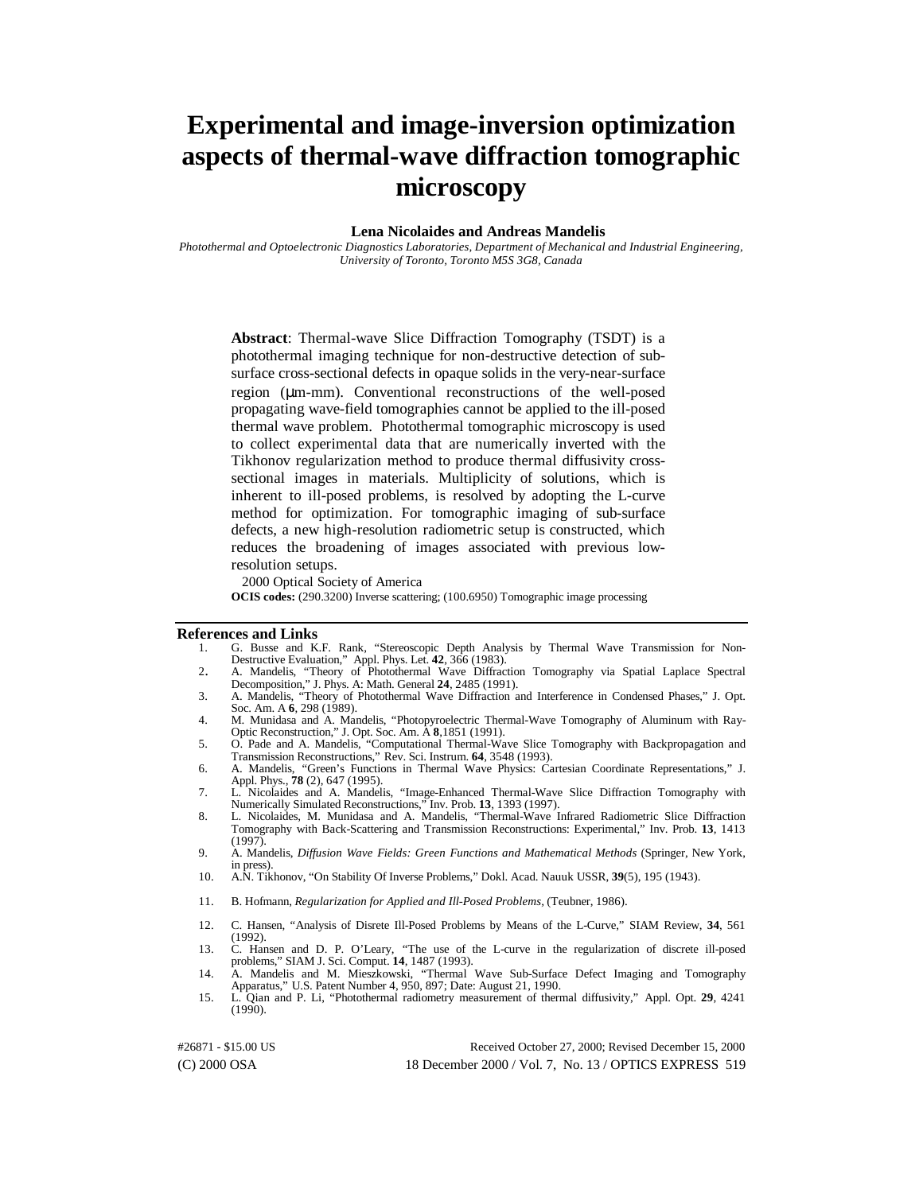# Experimental and image-inversion optimization aspects of thermal-wave diffraction tomographic microscopy

**Lena Nicolaides and Andreas Mandelis**

*Photothermal and Optoelectronic Diagnostics Laboratories, Department of Mechanical and Industrial Engineering, University of Toronto, Toronto M5S 3G8, Canada*

**Abstract**: Thermal-wave Slice Diffraction Tomography (TSDT) is a photothermal imaging technique for non-destructive detection of sub-surface cross-sectional defects in opaque solids in the very-near-surface region (μm-mm). Conventional reconstructions of the well-posed propagating wave-field tomographies cannot be applied to the ill-posed thermal wave problem. Photothermal tomographic microscopy is used to collect experimental data that are numerically inverted with the Tikhonov regularization method to produce thermal diffusivity cross-sectional images in materials. Multiplicity of solutions, which is inherent to ill-posed problems, is resolved by adopting the L-curve method for optimization. For tomographic imaging of sub-surface defects, a new high-resolution radiometric setup is constructed, which reduces the broadening of images associated with previous low-resolution setups.

2000 Optical Society of America

**OCIS codes:** (290.3200) Inverse scattering; (100.6950) Tomographic image processing

## References and Links

1. G. Busse and K.F. Rank, "Stereoscopic Depth Analysis by Thermal Wave Transmission for Non-Destructive Evaluation," Appl. Phys. Let. **42**, 366 (1983).
2. A. Mandelis, "Theory of Photothermal Wave Diffraction Tomography via Spatial Laplace Spectral Decomposition," J. Phys. A: Math. General **24**, 2485 (1991).
3. A. Mandelis, "Theory of Photothermal Wave Diffraction and Interference in Condensed Phases," J. Opt. Soc. Am. A **6**, 298 (1989).
4. M. Munidasa and A. Mandelis, "Photopyroelectric Thermal-Wave Tomography of Aluminum with Ray-Optic Reconstruction," J. Opt. Soc. Am. A **8**,1851 (1991).
5. O. Pade and A. Mandelis, "Computational Thermal-Wave Slice Tomography with Backpropagation and Transmission Reconstructions," Rev. Sci. Instrum. **64**, 3548 (1993).
6. A. Mandelis, "Green's Functions in Thermal Wave Physics: Cartesian Coordinate Representations," J. Appl. Phys., **78** (2), 647 (1995).
7. L. Nicolaides and A. Mandelis, "Image-Enhanced Thermal-Wave Slice Diffraction Tomography with Numerically Simulated Reconstructions," Inv. Prob. **13**, 1393 (1997).
8. L. Nicolaides, M. Munidasa and A. Mandelis, "Thermal-Wave Infrared Radiometric Slice Diffraction Tomography with Back-Scattering and Transmission Reconstructions: Experimental," Inv. Prob. **13**, 1413 (1997).
9. A. Mandelis, *Diffusion Wave Fields: Green Functions and Mathematical Methods* (Springer, New York, in press).
10. A.N. Tikhonov, "On Stability Of Inverse Problems," Dokl. Acad. Nauuk USSR, **39**(5), 195 (1943).
11. B. Hofmann, *Regularization for Applied and Ill-Posed Problems*, (Teubner, 1986).
12. C. Hansen, "Analysis of Disrete Ill-Posed Problems by Means of the L-Curve," SIAM Review, **34**, 561 (1992).
13. C. Hansen and D. P. O'Leary, "The use of the L-curve in the regularization of discrete ill-posed problems," SIAM J. Sci. Comput. **14**, 1487 (1993).
14. A. Mandelis and M. Mieszkowski, "Thermal Wave Sub-Surface Defect Imaging and Tomography Apparatus," U.S. Patent Number 4, 950, 897; Date: August 21, 1990.
15. L. Qian and P. Li, "Photothermal radiometry measurement of thermal diffusivity," Appl. Opt. **29**, 4241 (1990).

#26871 - $15.00 US Received October 27, 2000; Revised December 15, 2000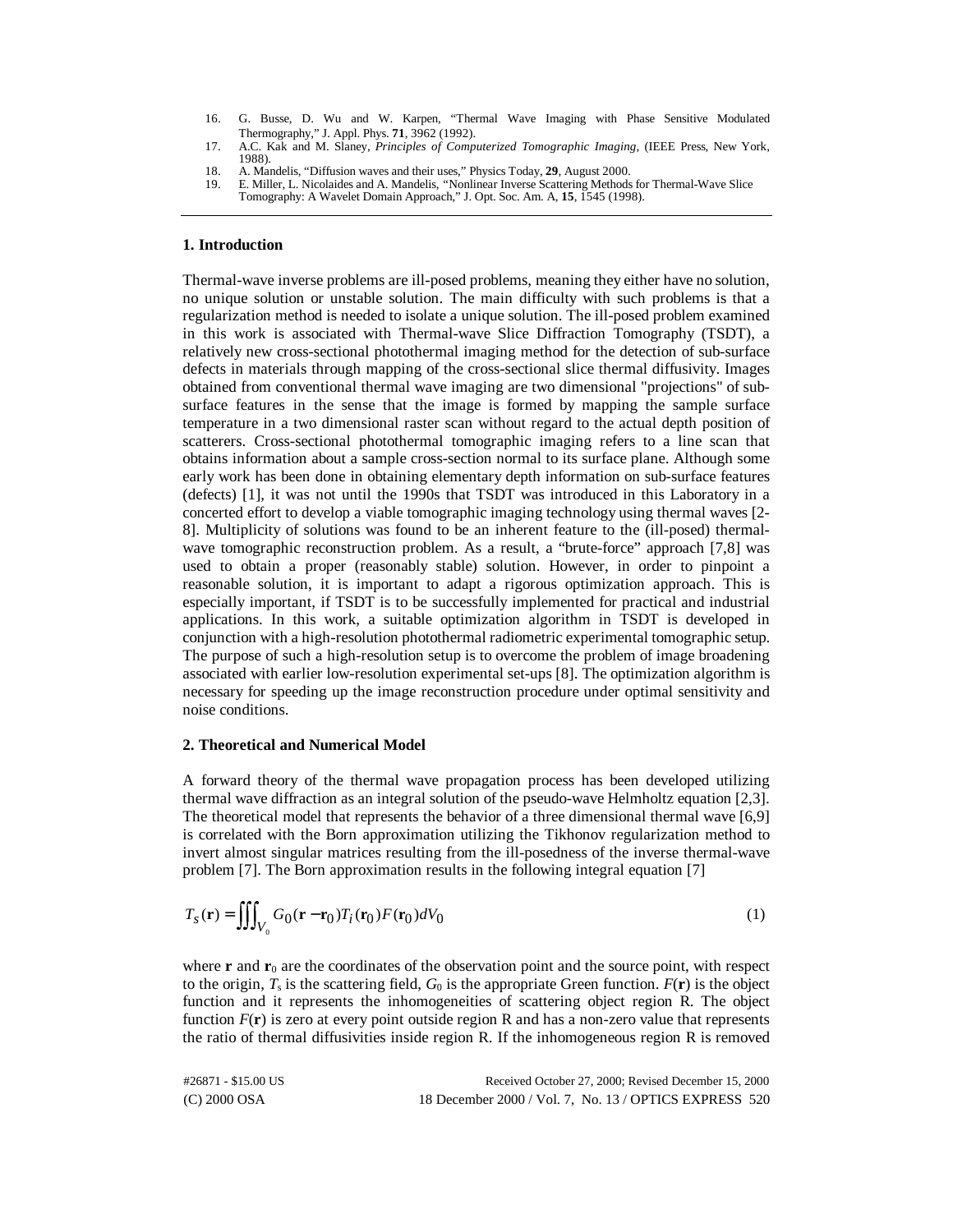16. G. Busse, D. Wu and W. Karpen, "Thermal Wave Imaging with Phase Sensitive Modulated Thermography," J. Appl. Phys. **71**, 3962 (1992).
17. A.C. Kak and M. Slaney, *Principles of Computerized Tomographic Imaging*, (IEEE Press, New York, 1988).
18. A. Mandelis, "Diffusion waves and their uses," Physics Today, **29**, August 2000.
19. E. Miller, L. Nicolaides and A. Mandelis, "Nonlinear Inverse Scattering Methods for Thermal-Wave Slice Tomography: A Wavelet Domain Approach," J. Opt. Soc. Am. A, **15**, 1545 (1998).

## 1. Introduction

Thermal-wave inverse problems are ill-posed problems, meaning they either have no solution, no unique solution or unstable solution. The main difficulty with such problems is that a regularization method is needed to isolate a unique solution. The ill-posed problem examined in this work is associated with Thermal-wave Slice Diffraction Tomography (TSDT), a relatively new cross-sectional photothermal imaging method for the detection of sub-surface defects in materials through mapping of the cross-sectional slice thermal diffusivity. Images obtained from conventional thermal wave imaging are two dimensional "projections" of sub-surface features in the sense that the image is formed by mapping the sample surface temperature in a two dimensional raster scan without regard to the actual depth position of scatterers. Cross-sectional photothermal tomographic imaging refers to a line scan that obtains information about a sample cross-section normal to its surface plane. Although some early work has been done in obtaining elementary depth information on sub-surface features (defects) [1], it was not until the 1990s that TSDT was introduced in this Laboratory in a concerted effort to develop a viable tomographic imaging technology using thermal waves [2-8]. Multiplicity of solutions was found to be an inherent feature to the (ill-posed) thermal-wave tomographic reconstruction problem. As a result, a "brute-force" approach [7,8] was used to obtain a proper (reasonably stable) solution. However, in order to pinpoint a reasonable solution, it is important to adapt a rigorous optimization approach. This is especially important, if TSDT is to be successfully implemented for practical and industrial applications. In this work, a suitable optimization algorithm in TSDT is developed in conjunction with a high-resolution photothermal radiometric experimental tomographic setup. The purpose of such a high-resolution setup is to overcome the problem of image broadening associated with earlier low-resolution experimental set-ups [8]. The optimization algorithm is necessary for speeding up the image reconstruction procedure under optimal sensitivity and noise conditions.

## 2. Theoretical and Numerical Model

A forward theory of the thermal wave propagation process has been developed utilizing thermal wave diffraction as an integral solution of the pseudo-wave Helmholtz equation [2,3]. The theoretical model that represents the behavior of a three dimensional thermal wave [6,9] is correlated with the Born approximation utilizing the Tikhonov regularization method to invert almost singular matrices resulting from the ill-posedness of the inverse thermal-wave problem [7]. The Born approximation results in the following integral equation [7]

$$T_S(\mathbf{r}) = \iiint_{V_0} G_0(\mathbf{r} - \mathbf{r}_0) T_i(\mathbf{r}_0) F(\mathbf{r}_0) dV_0 \tag{1}$$

where $\mathbf{r}$ and $\mathbf{r}_0$ are the coordinates of the observation point and the source point, with respect to the origin, $T_s$ is the scattering field, $G_0$ is the appropriate Green function. $F(\mathbf{r})$ is the object function and it represents the inhomogeneities of scattering object region R. The object function $F(\mathbf{r})$ is zero at every point outside region R and has a non-zero value that represents the ratio of thermal diffusivities inside region R. If the inhomogeneous region R is removed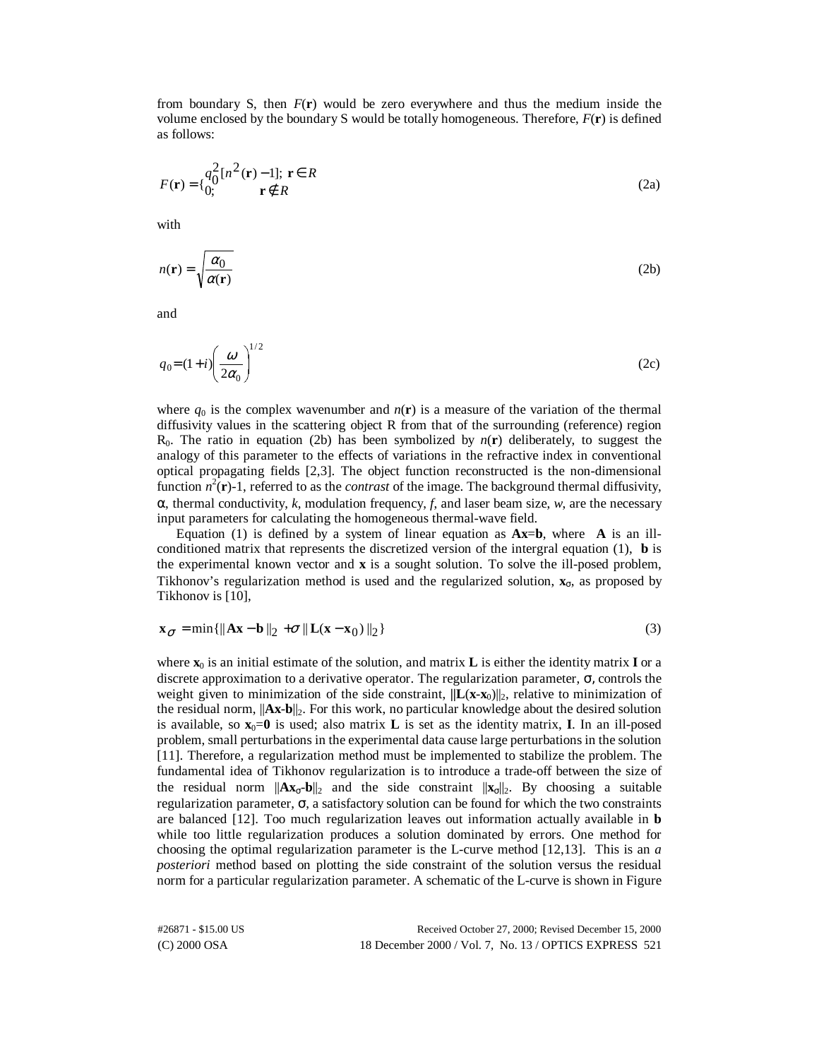from boundary S, then $F(\mathbf{r})$ would be zero everywhere and thus the medium inside the volume enclosed by the boundary S would be totally homogeneous. Therefore, $F(\mathbf{r})$ is defined as follows:

$$F(\mathbf{r}) = \begin{cases} q_0^2[n^2(\mathbf{r}) - 1]; & \mathbf{r} \in R \\ 0; & \mathbf{r} \notin R \end{cases} \tag{2a}$$

with

$$n(\mathbf{r}) = \sqrt{\frac{\alpha_0}{\alpha(\mathbf{r})}} \tag{2b}$$

and

$$q_0 = (1+i)\left(\frac{\omega}{2\alpha_0}\right)^{1/2} \tag{2c}$$

where $q_0$ is the complex wavenumber and $n(\mathbf{r})$ is a measure of the variation of the thermal diffusivity values in the scattering object R from that of the surrounding (reference) region $R_0$. The ratio in equation (2b) has been symbolized by $n(\mathbf{r})$ deliberately, to suggest the analogy of this parameter to the effects of variations in the refractive index in conventional optical propagating fields [2,3]. The object function reconstructed is the non-dimensional function $n^2(\mathbf{r})$-1, referred to as the *contrast* of the image. The background thermal diffusivity, $\alpha$, thermal conductivity, $k$, modulation frequency, $f$, and laser beam size, $w$, are the necessary input parameters for calculating the homogeneous thermal-wave field.

Equation (1) is defined by a system of linear equation as $\mathbf{Ax}=\mathbf{b}$, where $\mathbf{A}$ is an ill-conditioned matrix that represents the discretized version of the intergral equation (1), $\mathbf{b}$ is the experimental known vector and $\mathbf{x}$ is a sought solution. To solve the ill-posed problem, Tikhonov's regularization method is used and the regularized solution, $\mathbf{x}_\sigma$, as proposed by Tikhonov is [10],

$$\mathbf{x}_\sigma = \min\{\|\mathbf{Ax} - \mathbf{b}\|_2 + \sigma \|\mathbf{L}(\mathbf{x} - \mathbf{x}_0)\|_2\} \tag{3}$$

where $\mathbf{x}_0$ is an initial estimate of the solution, and matrix $\mathbf{L}$ is either the identity matrix $\mathbf{I}$ or a discrete approximation to a derivative operator. The regularization parameter, $\sigma$, controls the weight given to minimization of the side constraint, $\|\mathbf{L}(\mathbf{x}-\mathbf{x}_0)\|_2$, relative to minimization of the residual norm, $\|\mathbf{Ax}-\mathbf{b}\|_2$. For this work, no particular knowledge about the desired solution is available, so $\mathbf{x}_0=\mathbf{0}$ is used; also matrix $\mathbf{L}$ is set as the identity matrix, $\mathbf{I}$. In an ill-posed problem, small perturbations in the experimental data cause large perturbations in the solution [11]. Therefore, a regularization method must be implemented to stabilize the problem. The fundamental idea of Tikhonov regularization is to introduce a trade-off between the size of the residual norm $\|\mathbf{Ax}_\sigma-\mathbf{b}\|_2$ and the side constraint $\|\mathbf{x}_\sigma\|_2$. By choosing a suitable regularization parameter, $\sigma$, a satisfactory solution can be found for which the two constraints are balanced [12]. Too much regularization leaves out information actually available in $\mathbf{b}$ while too little regularization produces a solution dominated by errors. One method for choosing the optimal regularization parameter is the L-curve method [12,13]. This is an *a posteriori* method based on plotting the side constraint of the solution versus the residual norm for a particular regularization parameter. A schematic of the L-curve is shown in Figure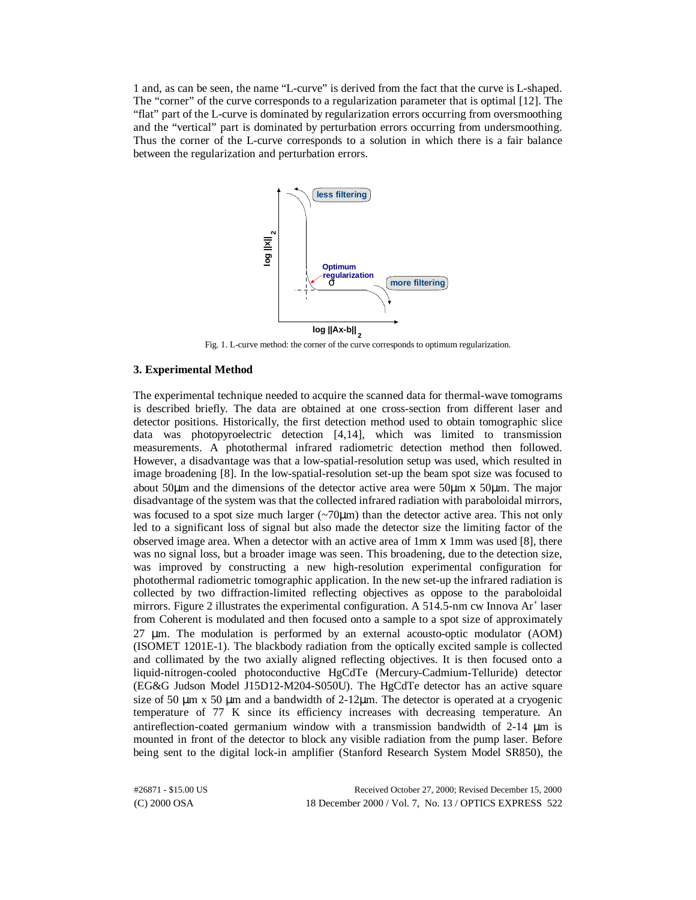1 and, as can be seen, the name "L-curve" is derived from the fact that the curve is L-shaped. The "corner" of the curve corresponds to a regularization parameter that is optimal [12]. The "flat" part of the L-curve is dominated by regularization errors occurring from oversmoothing and the "vertical" part is dominated by perturbation errors occurring from undersmoothing. Thus the corner of the L-curve corresponds to a solution in which there is a fair balance between the regularization and perturbation errors.

Fig. 1. L-curve method: the corner of the curve corresponds to optimum regularization.

### 3. Experimental Method

The experimental technique needed to acquire the scanned data for thermal-wave tomograms is described briefly. The data are obtained at one cross-section from different laser and detector positions. Historically, the first detection method used to obtain tomographic slice data was photopyroelectric detection [4,14], which was limited to transmission measurements. A photothermal infrared radiometric detection method then followed. However, a disadvantage was that a low-spatial-resolution setup was used, which resulted in image broadening [8]. In the low-spatial-resolution set-up the beam spot size was focused to about 50μm and the dimensions of the detector active area were 50μm x 50μm. The major disadvantage of the system was that the collected infrared radiation with paraboloidal mirrors, was focused to a spot size much larger (~70μm) than the detector active area. This not only led to a significant loss of signal but also made the detector size the limiting factor of the observed image area. When a detector with an active area of 1mm x 1mm was used [8], there was no signal loss, but a broader image was seen. This broadening, due to the detection size, was improved by constructing a new high-resolution experimental configuration for photothermal radiometric tomographic application. In the new set-up the infrared radiation is collected by two diffraction-limited reflecting objectives as oppose to the paraboloidal mirrors. Figure 2 illustrates the experimental configuration. A 514.5-nm cw Innova $Ar^+$ laser from Coherent is modulated and then focused onto a sample to a spot size of approximately 27 μm. The modulation is performed by an external acousto-optic modulator (AOM) (ISOMET 1201E-1). The blackbody radiation from the optically excited sample is collected and collimated by the two axially aligned reflecting objectives. It is then focused onto a liquid-nitrogen-cooled photoconductive HgCdTe (Mercury-Cadmium-Telluride) detector (EG&G Judson Model J15D12-M204-S050U). The HgCdTe detector has an active square size of 50 μm x 50 μm and a bandwidth of 2-12μm. The detector is operated at a cryogenic temperature of 77 K since its efficiency increases with decreasing temperature. An antireflection-coated germanium window with a transmission bandwidth of 2-14 μm is mounted in front of the detector to block any visible radiation from the pump laser. Before being sent to the digital lock-in amplifier (Stanford Research System Model SR850), the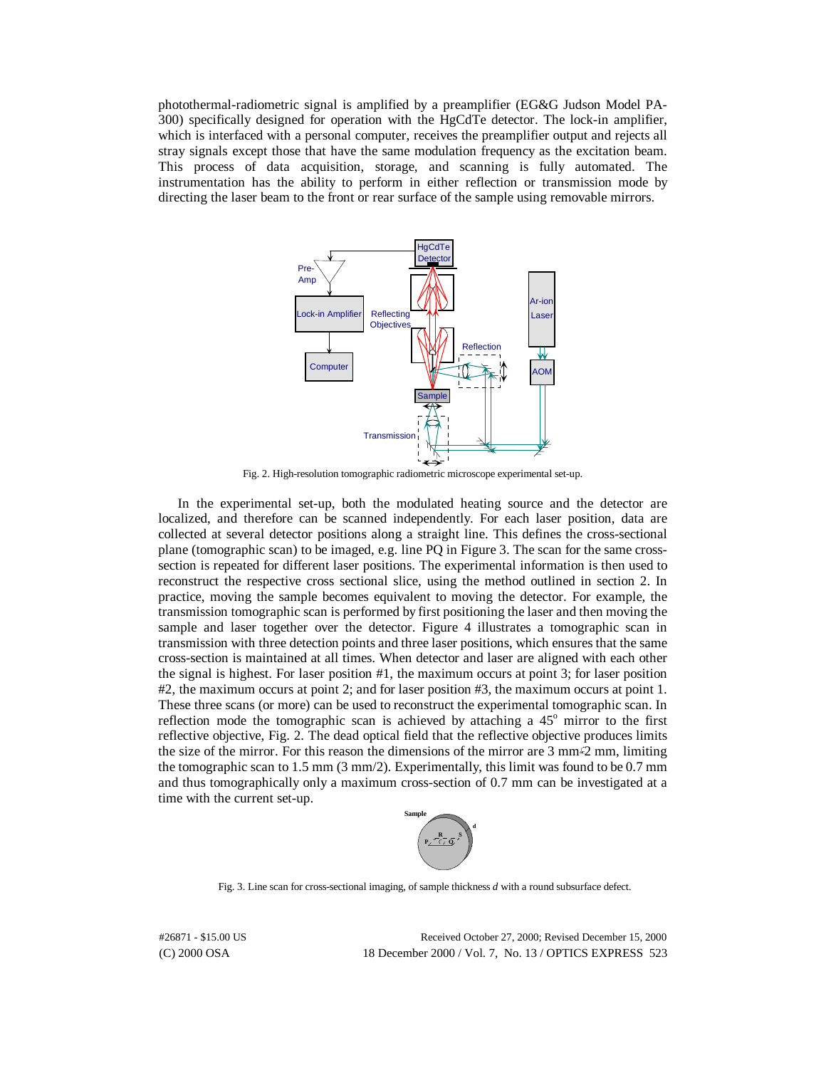photothermal-radiometric signal is amplified by a preamplifier (EG&G Judson Model PA-300) specifically designed for operation with the HgCdTe detector. The lock-in amplifier, which is interfaced with a personal computer, receives the preamplifier output and rejects all stray signals except those that have the same modulation frequency as the excitation beam. This process of data acquisition, storage, and scanning is fully automated. The instrumentation has the ability to perform in either reflection or transmission mode by directing the laser beam to the front or rear surface of the sample using removable mirrors.

Fig. 2. High-resolution tomographic radiometric microscope experimental set-up.

In the experimental set-up, both the modulated heating source and the detector are localized, and therefore can be scanned independently. For each laser position, data are collected at several detector positions along a straight line. This defines the cross-sectional plane (tomographic scan) to be imaged, e.g. line PQ in Figure 3. The scan for the same cross-section is repeated for different laser positions. The experimental information is then used to reconstruct the respective cross sectional slice, using the method outlined in section 2. In practice, moving the sample becomes equivalent to moving the detector. For example, the transmission tomographic scan is performed by first positioning the laser and then moving the sample and laser together over the detector. Figure 4 illustrates a tomographic scan in transmission with three detection points and three laser positions, which ensures that the same cross-section is maintained at all times. When detector and laser are aligned with each other the signal is highest. For laser position #1, the maximum occurs at point 3; for laser position #2, the maximum occurs at point 2; and for laser position #3, the maximum occurs at point 1. These three scans (or more) can be used to reconstruct the experimental tomographic scan. In reflection mode the tomographic scan is achieved by attaching a 45$^{o}$ mirror to the first reflective objective, Fig. 2. The dead optical field that the reflective objective produces limits the size of the mirror. For this reason the dimensions of the mirror are 3 mm$\times$2 mm, limiting the tomographic scan to 1.5 mm (3 mm/2). Experimentally, this limit was found to be 0.7 mm and thus tomographically only a maximum cross-section of 0.7 mm can be investigated at a time with the current set-up.

Fig. 3. Line scan for cross-sectional imaging, of sample thickness *d* with a round subsurface defect.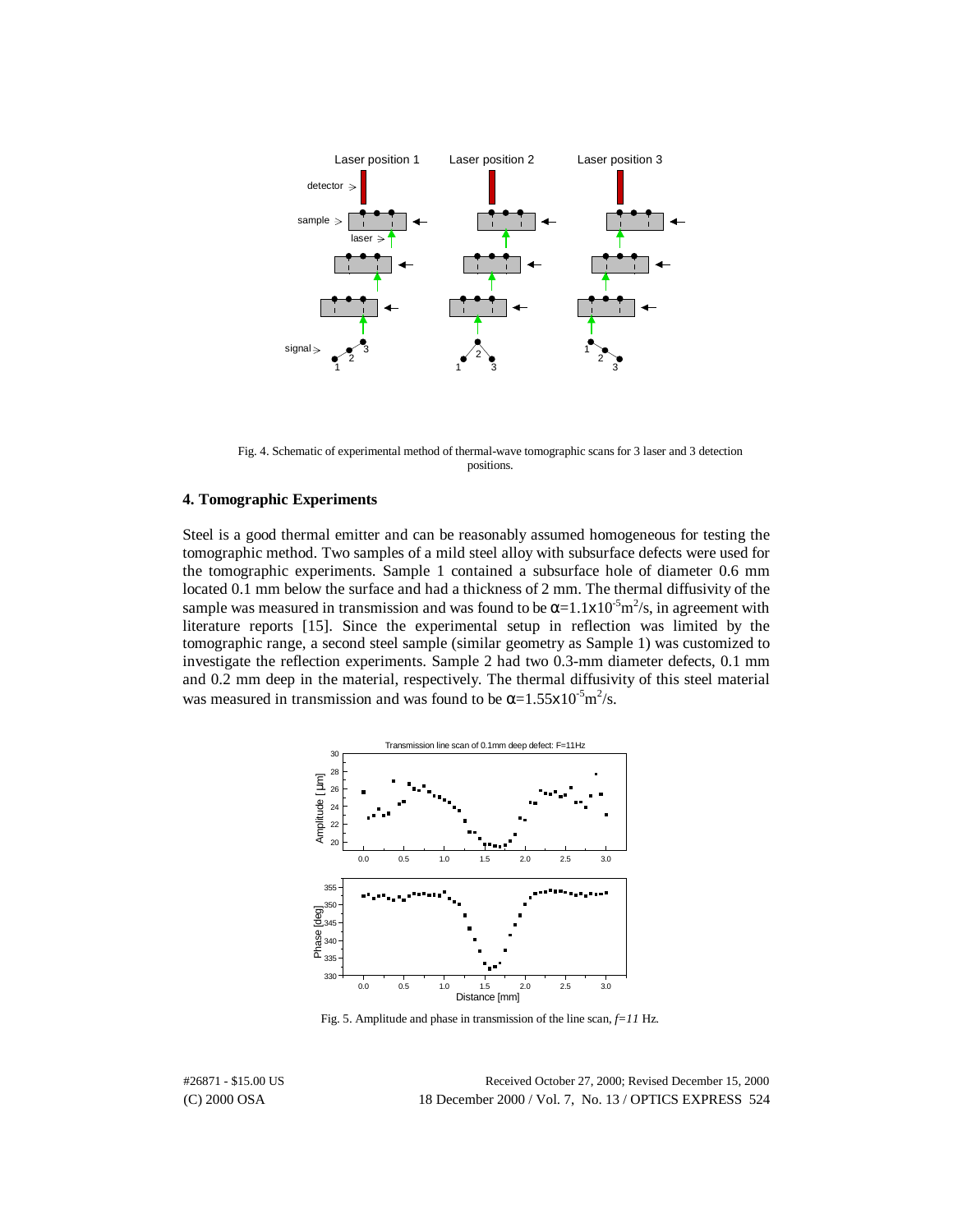Fig. 4. Schematic of experimental method of thermal-wave tomographic scans for 3 laser and 3 detection positions.

## 4. Tomographic Experiments

Steel is a good thermal emitter and can be reasonably assumed homogeneous for testing the tomographic method. Two samples of a mild steel alloy with subsurface defects were used for the tomographic experiments. Sample 1 contained a subsurface hole of diameter 0.6 mm located 0.1 mm below the surface and had a thickness of 2 mm. The thermal diffusivity of the sample was measured in transmission and was found to be $\alpha=1.1\times10^{-5}m^2/s$, in agreement with literature reports [15]. Since the experimental setup in reflection was limited by the tomographic range, a second steel sample (similar geometry as Sample 1) was customized to investigate the reflection experiments. Sample 2 had two 0.3-mm diameter defects, 0.1 mm and 0.2 mm deep in the material, respectively. The thermal diffusivity of this steel material was measured in transmission and was found to be $\alpha=1.55\times10^{-5}m^2/s$.

Fig. 5. Amplitude and phase in transmission of the line scan, *f=11* Hz.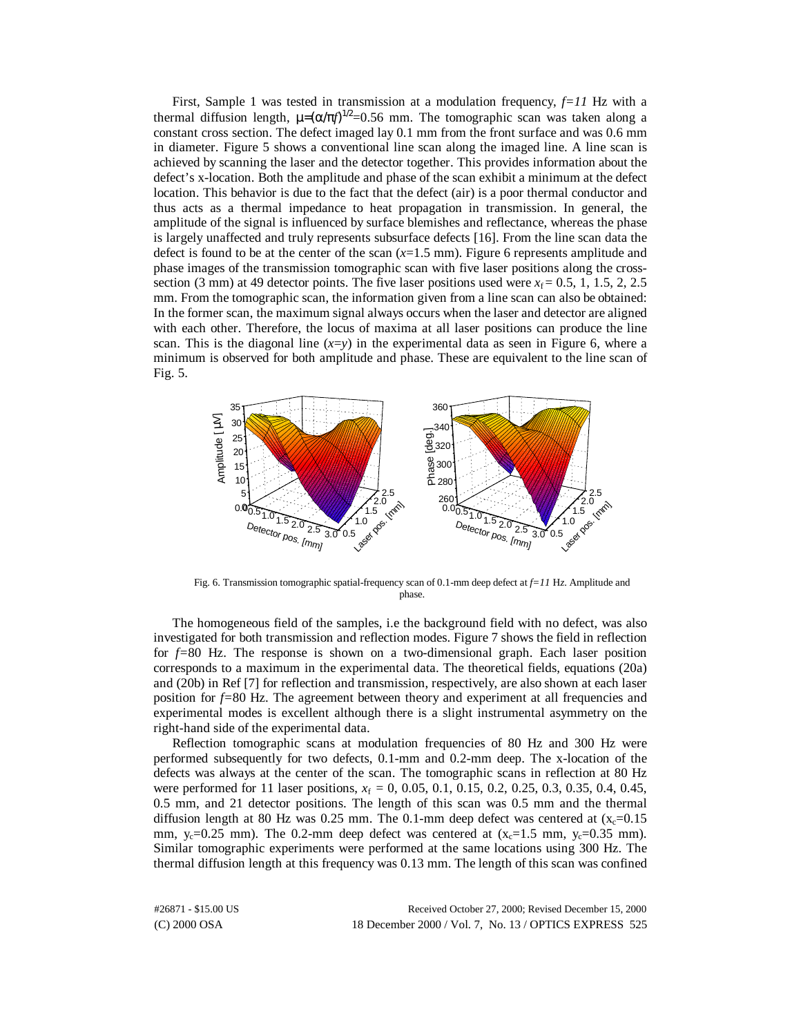First, Sample 1 was tested in transmission at a modulation frequency, $f=11$ Hz with a thermal diffusion length, $\mu=(\alpha/\pi f)^{1/2}=0.56$ mm. The tomographic scan was taken along a constant cross section. The defect imaged lay 0.1 mm from the front surface and was 0.6 mm in diameter. Figure 5 shows a conventional line scan along the imaged line. A line scan is achieved by scanning the laser and the detector together. This provides information about the defect's x-location. Both the amplitude and phase of the scan exhibit a minimum at the defect location. This behavior is due to the fact that the defect (air) is a poor thermal conductor and thus acts as a thermal impedance to heat propagation in transmission. In general, the amplitude of the signal is influenced by surface blemishes and reflectance, whereas the phase is largely unaffected and truly represents subsurface defects [16]. From the line scan data the defect is found to be at the center of the scan ($x$=1.5 mm). Figure 6 represents amplitude and phase images of the transmission tomographic scan with five laser positions along the cross-section (3 mm) at 49 detector points. The five laser positions used were $x_f$ = 0.5, 1, 1.5, 2, 2.5 mm. From the tomographic scan, the information given from a line scan can also be obtained: In the former scan, the maximum signal always occurs when the laser and detector are aligned with each other. Therefore, the locus of maxima at all laser positions can produce the line scan. This is the diagonal line ($x$=$y$) in the experimental data as seen in Figure 6, where a minimum is observed for both amplitude and phase. These are equivalent to the line scan of Fig. 5.

Fig. 6. Transmission tomographic spatial-frequency scan of 0.1-mm deep defect at $f=11$ Hz. Amplitude and phase.

The homogeneous field of the samples, i.e the background field with no defect, was also investigated for both transmission and reflection modes. Figure 7 shows the field in reflection for $f$=80 Hz. The response is shown on a two-dimensional graph. Each laser position corresponds to a maximum in the experimental data. The theoretical fields, equations (20a) and (20b) in Ref [7] for reflection and transmission, respectively, are also shown at each laser position for $f$=80 Hz. The agreement between theory and experiment at all frequencies and experimental modes is excellent although there is a slight instrumental asymmetry on the right-hand side of the experimental data.

Reflection tomographic scans at modulation frequencies of 80 Hz and 300 Hz were performed subsequently for two defects, 0.1-mm and 0.2-mm deep. The x-location of the defects was always at the center of the scan. The tomographic scans in reflection at 80 Hz were performed for 11 laser positions, $x_f$ = 0, 0.05, 0.1, 0.15, 0.2, 0.25, 0.3, 0.35, 0.4, 0.45, 0.5 mm, and 21 detector positions. The length of this scan was 0.5 mm and the thermal diffusion length at 80 Hz was 0.25 mm. The 0.1-mm deep defect was centered at ($x_c$=0.15 mm, $y_c$=0.25 mm). The 0.2-mm deep defect was centered at ($x_c$=1.5 mm, $y_c$=0.35 mm). Similar tomographic experiments were performed at the same locations using 300 Hz. The thermal diffusion length at this frequency was 0.13 mm. The length of this scan was confined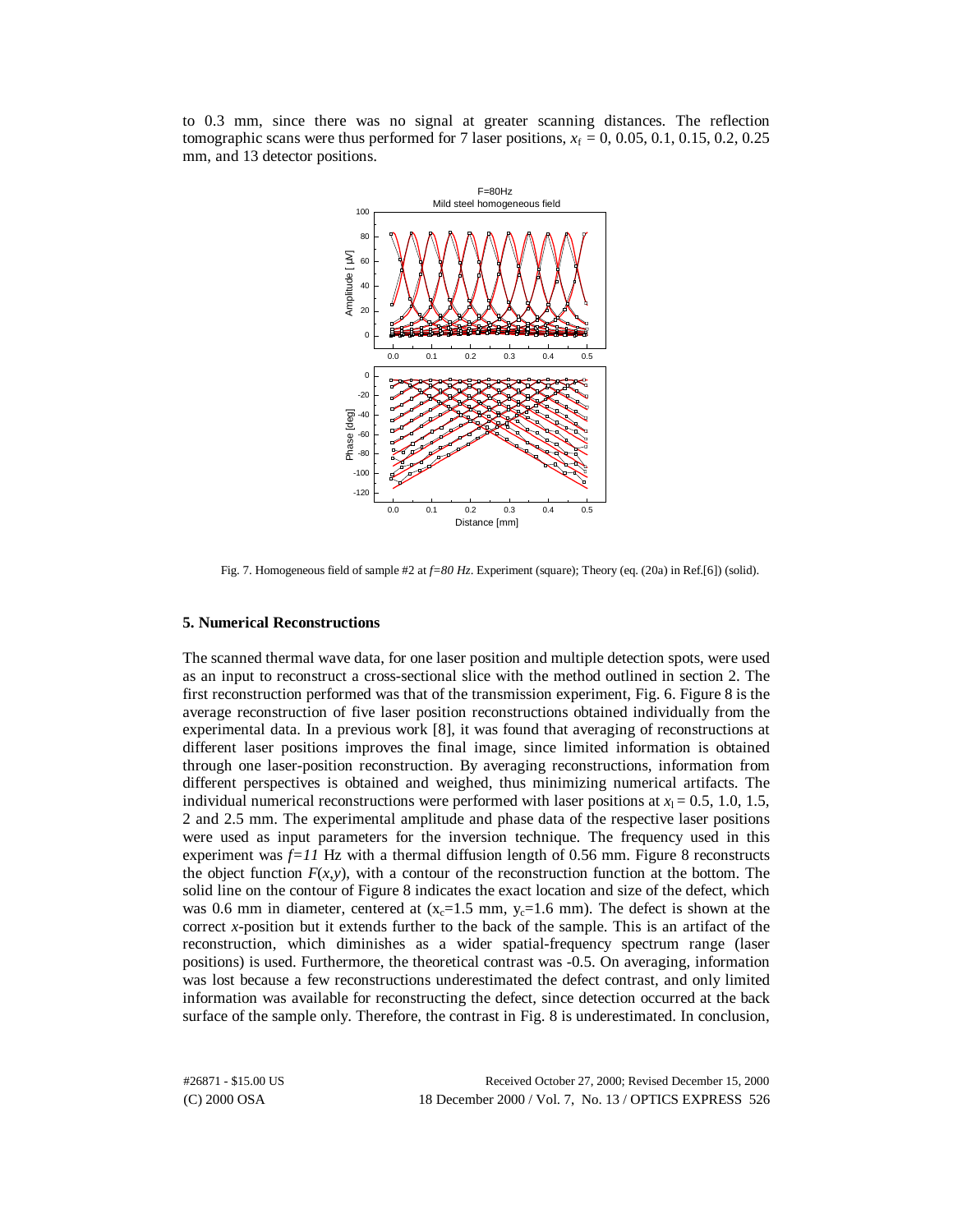to 0.3 mm, since there was no signal at greater scanning distances. The reflection tomographic scans were thus performed for 7 laser positions, $x_f$ = 0, 0.05, 0.1, 0.15, 0.2, 0.25 mm, and 13 detector positions.

Fig. 7. Homogeneous field of sample #2 at *f=80 Hz*. Experiment (square); Theory (eq. (20a) in Ref.[6]) (solid).

### 5. Numerical Reconstructions

The scanned thermal wave data, for one laser position and multiple detection spots, were used as an input to reconstruct a cross-sectional slice with the method outlined in section 2. The first reconstruction performed was that of the transmission experiment, Fig. 6. Figure 8 is the average reconstruction of five laser position reconstructions obtained individually from the experimental data. In a previous work [8], it was found that averaging of reconstructions at different laser positions improves the final image, since limited information is obtained through one laser-position reconstruction. By averaging reconstructions, information from different perspectives is obtained and weighed, thus minimizing numerical artifacts. The individual numerical reconstructions were performed with laser positions at $x_l$ = 0.5, 1.0, 1.5, 2 and 2.5 mm. The experimental amplitude and phase data of the respective laser positions were used as input parameters for the inversion technique. The frequency used in this experiment was *f=11* Hz with a thermal diffusion length of 0.56 mm. Figure 8 reconstructs the object function $F(x,y)$, with a contour of the reconstruction function at the bottom. The solid line on the contour of Figure 8 indicates the exact location and size of the defect, which was 0.6 mm in diameter, centered at ($x_c$=1.5 mm, $y_c$=1.6 mm). The defect is shown at the correct *x*-position but it extends further to the back of the sample. This is an artifact of the reconstruction, which diminishes as a wider spatial-frequency spectrum range (laser positions) is used. Furthermore, the theoretical contrast was -0.5. On averaging, information was lost because a few reconstructions underestimated the defect contrast, and only limited information was available for reconstructing the defect, since detection occurred at the back surface of the sample only. Therefore, the contrast in Fig. 8 is underestimated. In conclusion,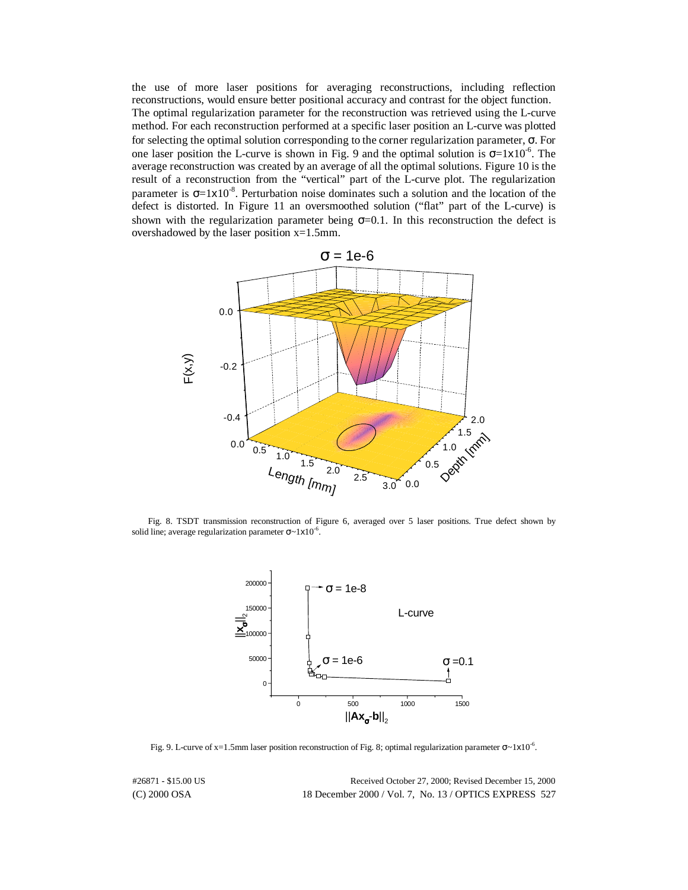the use of more laser positions for averaging reconstructions, including reflection reconstructions, would ensure better positional accuracy and contrast for the object function. The optimal regularization parameter for the reconstruction was retrieved using the L-curve method. For each reconstruction performed at a specific laser position an L-curve was plotted for selecting the optimal solution corresponding to the corner regularization parameter, $\sigma$. For one laser position the L-curve is shown in Fig. 9 and the optimal solution is $\sigma=1\mathrm{x}10^{-6}$. The average reconstruction was created by an average of all the optimal solutions. Figure 10 is the result of a reconstruction from the "vertical" part of the L-curve plot. The regularization parameter is $\sigma=1\mathrm{x}10^{-8}$. Perturbation noise dominates such a solution and the location of the defect is distorted. In Figure 11 an oversmoothed solution ("flat" part of the L-curve) is shown with the regularization parameter being $\sigma=0.1$. In this reconstruction the defect is overshadowed by the laser position x=1.5mm.

Fig. 8. TSDT transmission reconstruction of Figure 6, averaged over 5 laser positions. True defect shown by solid line; average regularization parameter $\sigma\sim1\mathrm{x}10^{-6}$.

Fig. 9. L-curve of x=1.5mm laser position reconstruction of Fig. 8; optimal regularization parameter $\sigma\sim1\mathrm{x}10^{-6}$.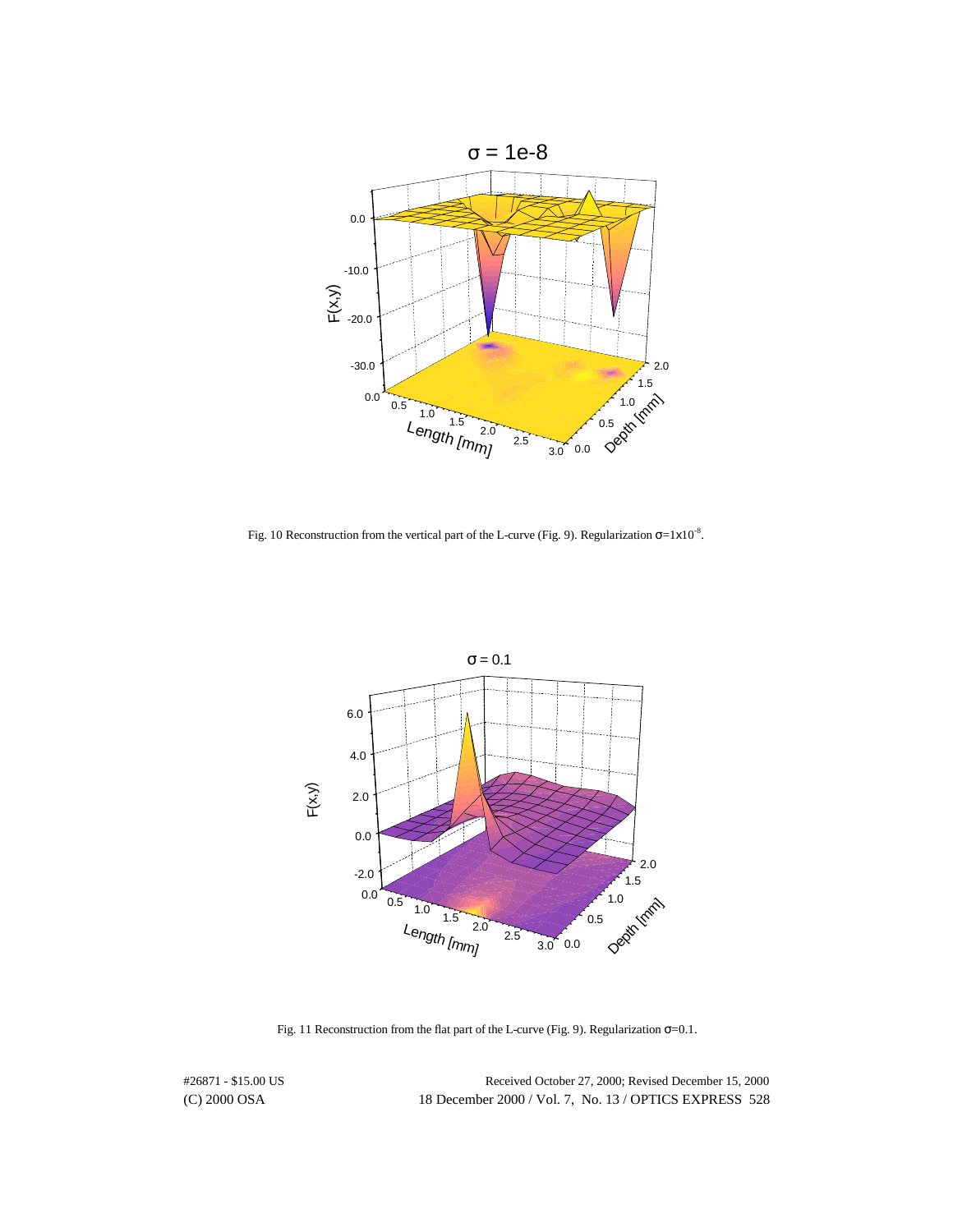Fig. 10 Reconstruction from the vertical part of the L-curve (Fig. 9). Regularization $\sigma=1\times10^{-8}$.

Fig. 11 Reconstruction from the flat part of the L-curve (Fig. 9). Regularization $\sigma=0.1$.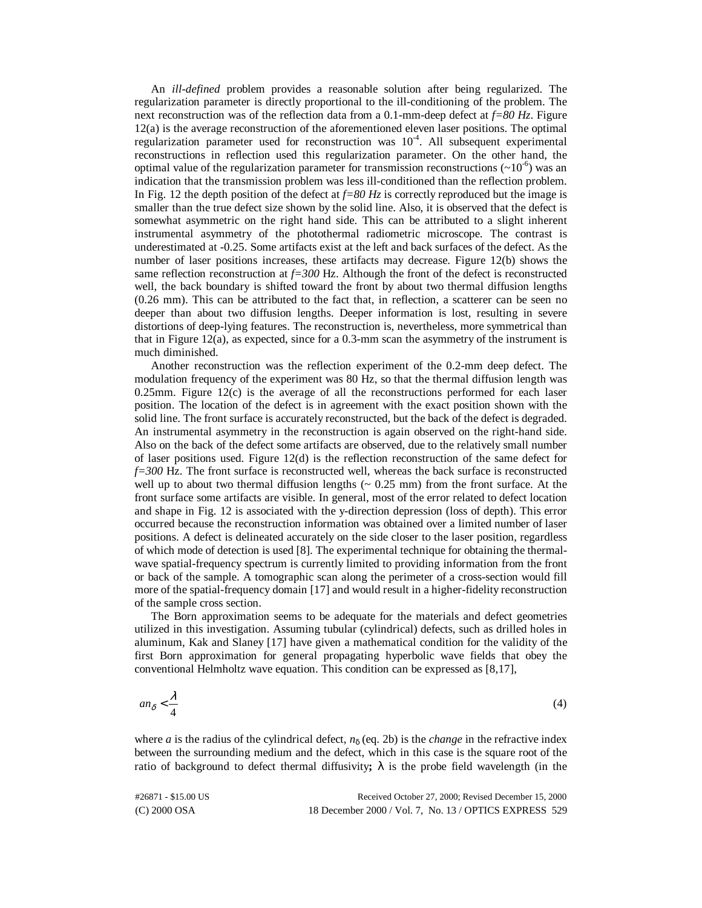An *ill-defined* problem provides a reasonable solution after being regularized. The regularization parameter is directly proportional to the ill-conditioning of the problem. The next reconstruction was of the reflection data from a 0.1-mm-deep defect at $f=80\ Hz$. Figure 12(a) is the average reconstruction of the aforementioned eleven laser positions. The optimal regularization parameter used for reconstruction was $10^{-4}$. All subsequent experimental reconstructions in reflection used this regularization parameter. On the other hand, the optimal value of the regularization parameter for transmission reconstructions ($\sim 10^{-6}$) was an indication that the transmission problem was less ill-conditioned than the reflection problem. In Fig. 12 the depth position of the defect at $f=80\ Hz$ is correctly reproduced but the image is smaller than the true defect size shown by the solid line. Also, it is observed that the defect is somewhat asymmetric on the right hand side. This can be attributed to a slight inherent instrumental asymmetry of the photothermal radiometric microscope. The contrast is underestimated at -0.25. Some artifacts exist at the left and back surfaces of the defect. As the number of laser positions increases, these artifacts may decrease. Figure 12(b) shows the same reflection reconstruction at $f=300$ Hz. Although the front of the defect is reconstructed well, the back boundary is shifted toward the front by about two thermal diffusion lengths (0.26 mm). This can be attributed to the fact that, in reflection, a scatterer can be seen no deeper than about two diffusion lengths. Deeper information is lost, resulting in severe distortions of deep-lying features. The reconstruction is, nevertheless, more symmetrical than that in Figure 12(a), as expected, since for a 0.3-mm scan the asymmetry of the instrument is much diminished.

Another reconstruction was the reflection experiment of the 0.2-mm deep defect. The modulation frequency of the experiment was 80 Hz, so that the thermal diffusion length was 0.25mm. Figure 12(c) is the average of all the reconstructions performed for each laser position. The location of the defect is in agreement with the exact position shown with the solid line. The front surface is accurately reconstructed, but the back of the defect is degraded. An instrumental asymmetry in the reconstruction is again observed on the right-hand side. Also on the back of the defect some artifacts are observed, due to the relatively small number of laser positions used. Figure 12(d) is the reflection reconstruction of the same defect for $f=300$ Hz. The front surface is reconstructed well, whereas the back surface is reconstructed well up to about two thermal diffusion lengths (~ 0.25 mm) from the front surface. At the front surface some artifacts are visible. In general, most of the error related to defect location and shape in Fig. 12 is associated with the y-direction depression (loss of depth). This error occurred because the reconstruction information was obtained over a limited number of laser positions. A defect is delineated accurately on the side closer to the laser position, regardless of which mode of detection is used [8]. The experimental technique for obtaining the thermal-wave spatial-frequency spectrum is currently limited to providing information from the front or back of the sample. A tomographic scan along the perimeter of a cross-section would fill more of the spatial-frequency domain [17] and would result in a higher-fidelity reconstruction of the sample cross section.

The Born approximation seems to be adequate for the materials and defect geometries utilized in this investigation. Assuming tubular (cylindrical) defects, such as drilled holes in aluminum, Kak and Slaney [17] have given a mathematical condition for the validity of the first Born approximation for general propagating hyperbolic wave fields that obey the conventional Helmholtz wave equation. This condition can be expressed as [8,17],

$$an_{\delta} < \frac{\lambda}{4} \tag{4}$$

where $a$ is the radius of the cylindrical defect, $n_{\delta}$ (eq. 2b) is the *change* in the refractive index between the surrounding medium and the defect, which in this case is the square root of the ratio of background to defect thermal diffusivity**;** $\lambda$ is the probe field wavelength (in the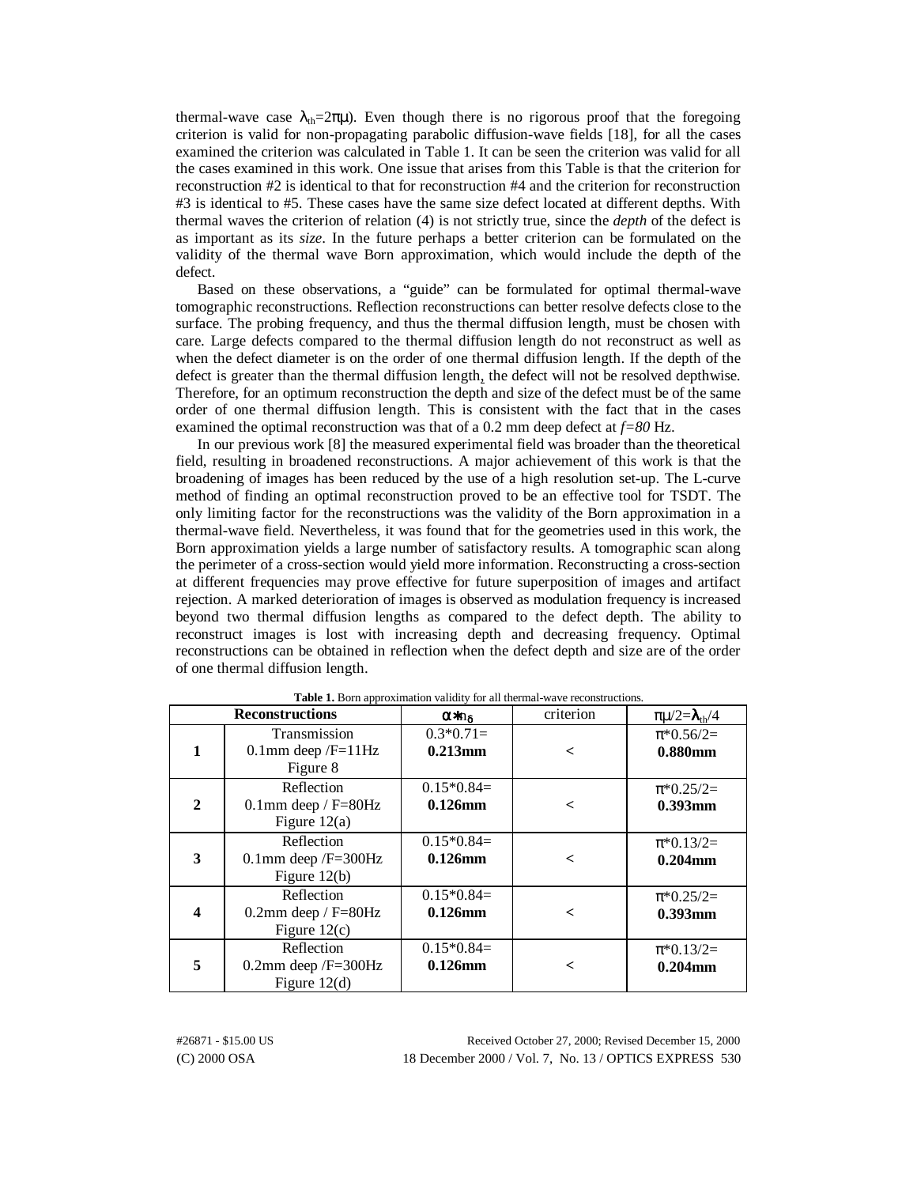thermal-wave case $\lambda_{th}=2\pi\mu$). Even though there is no rigorous proof that the foregoing criterion is valid for non-propagating parabolic diffusion-wave fields [18], for all the cases examined the criterion was calculated in Table 1. It can be seen the criterion was valid for all the cases examined in this work. One issue that arises from this Table is that the criterion for reconstruction #2 is identical to that for reconstruction #4 and the criterion for reconstruction #3 is identical to #5. These cases have the same size defect located at different depths. With thermal waves the criterion of relation (4) is not strictly true, since the *depth* of the defect is as important as its *size*. In the future perhaps a better criterion can be formulated on the validity of the thermal wave Born approximation, which would include the depth of the defect.

Based on these observations, a "guide" can be formulated for optimal thermal-wave tomographic reconstructions. Reflection reconstructions can better resolve defects close to the surface. The probing frequency, and thus the thermal diffusion length, must be chosen with care. Large defects compared to the thermal diffusion length do not reconstruct as well as when the defect diameter is on the order of one thermal diffusion length. If the depth of the defect is greater than the thermal diffusion length, the defect will not be resolved depthwise. Therefore, for an optimum reconstruction the depth and size of the defect must be of the same order of one thermal diffusion length. This is consistent with the fact that in the cases examined the optimal reconstruction was that of a 0.2 mm deep defect at $f=80$ Hz.

In our previous work [8] the measured experimental field was broader than the theoretical field, resulting in broadened reconstructions. A major achievement of this work is that the broadening of images has been reduced by the use of a high resolution set-up. The L-curve method of finding an optimal reconstruction proved to be an effective tool for TSDT. The only limiting factor for the reconstructions was the validity of the Born approximation in a thermal-wave field. Nevertheless, it was found that for the geometries used in this work, the Born approximation yields a large number of satisfactory results. A tomographic scan along the perimeter of a cross-section would yield more information. Reconstructing a cross-section at different frequencies may prove effective for future superposition of images and artifact rejection. A marked deterioration of images is observed as modulation frequency is increased beyond two thermal diffusion lengths as compared to the defect depth. The ability to reconstruct images is lost with increasing depth and decreasing frequency. Optimal reconstructions can be obtained in reflection when the defect depth and size are of the order of one thermal diffusion length.

**Table 1.** Born approximation validity for all thermal-wave reconstructions.

| **Reconstructions** | | $\alpha * n_\delta$ | criterion | $\pi\mu/2=\lambda_{th}/4$ |
|---|---|---|---|---|
| **1** | Transmission 0.1mm deep /F=11Hz Figure 8 | 0.3*0.71= **0.213mm** | < | $\pi$*0.56/2= **0.880mm** |
| **2** | Reflection 0.1mm deep / F=80Hz Figure 12(a) | 0.15*0.84= **0.126mm** | < | $\pi$*0.25/2= **0.393mm** |
| **3** | Reflection 0.1mm deep /F=300Hz Figure 12(b) | 0.15*0.84= **0.126mm** | < | $\pi$*0.13/2= **0.204mm** |
| **4** | Reflection 0.2mm deep / F=80Hz Figure 12(c) | 0.15*0.84= **0.126mm** | < | $\pi$*0.25/2= **0.393mm** |
| **5** | Reflection 0.2mm deep /F=300Hz Figure 12(d) | 0.15*0.84= **0.126mm** | < | $\pi$*0.13/2= **0.204mm** |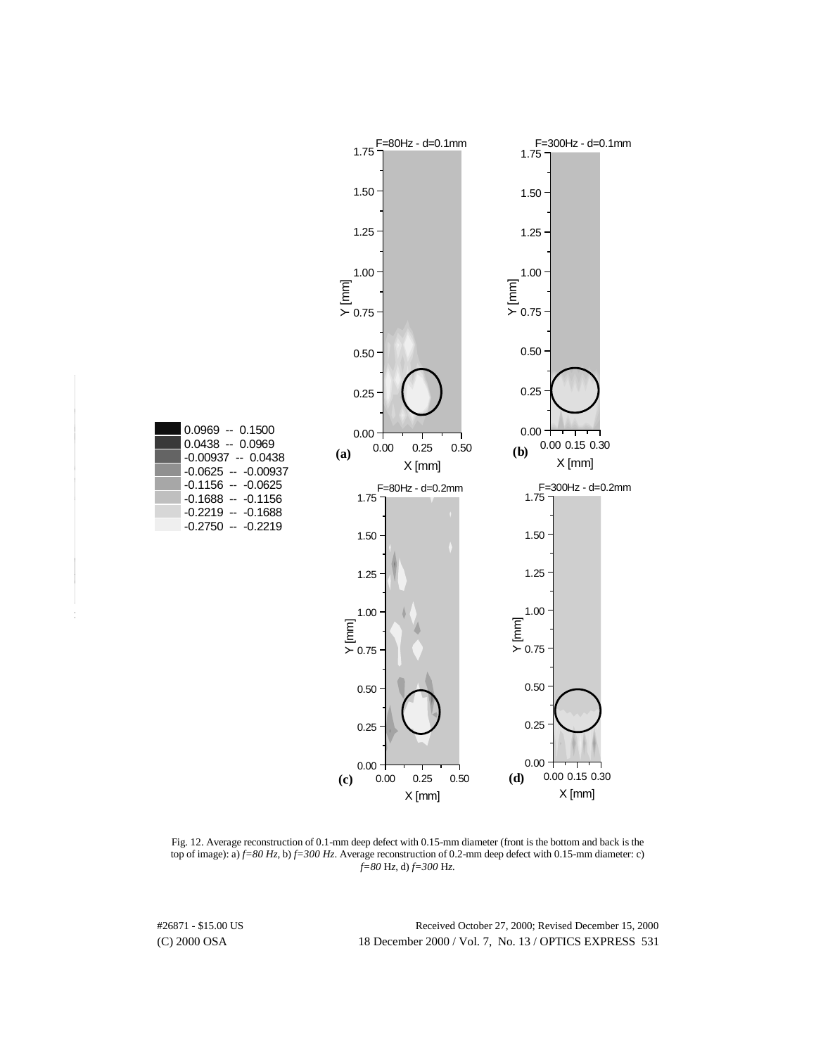Fig. 12. Average reconstruction of 0.1-mm deep defect with 0.15-mm diameter (front is the bottom and back is the top of image): a) *f=80 Hz*, b) *f=300 Hz*. Average reconstruction of 0.2-mm deep defect with 0.15-mm diameter: c) *f=80* Hz, d) *f=300* Hz.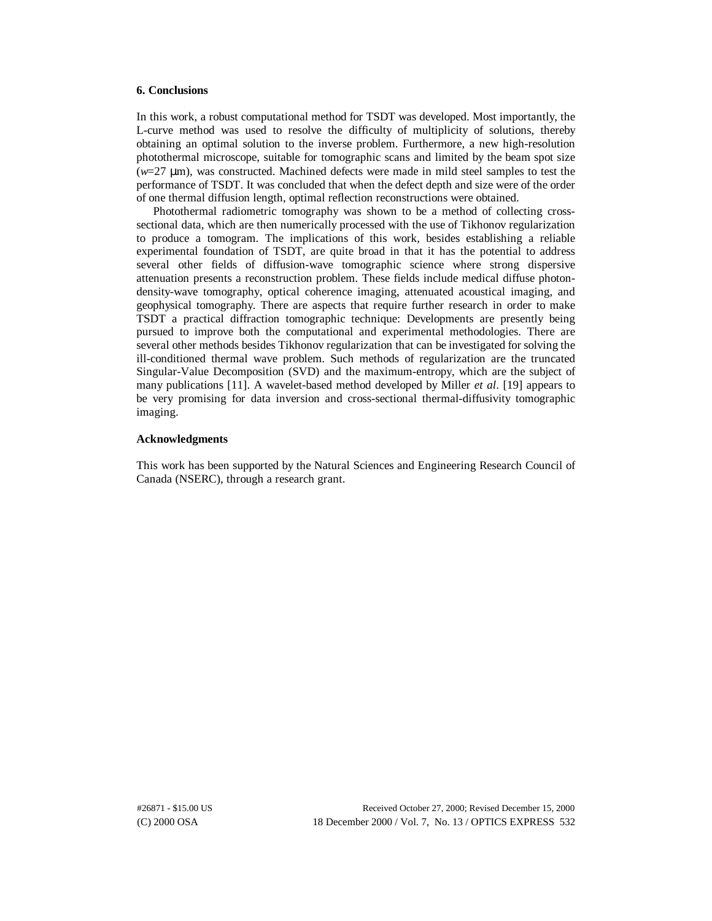## 6. Conclusions

In this work, a robust computational method for TSDT was developed. Most importantly, the L-curve method was used to resolve the difficulty of multiplicity of solutions, thereby obtaining an optimal solution to the inverse problem. Furthermore, a new high-resolution photothermal microscope, suitable for tomographic scans and limited by the beam spot size ($w$=27 μm), was constructed. Machined defects were made in mild steel samples to test the performance of TSDT. It was concluded that when the defect depth and size were of the order of one thermal diffusion length, optimal reflection reconstructions were obtained.

Photothermal radiometric tomography was shown to be a method of collecting cross-sectional data, which are then numerically processed with the use of Tikhonov regularization to produce a tomogram. The implications of this work, besides establishing a reliable experimental foundation of TSDT, are quite broad in that it has the potential to address several other fields of diffusion-wave tomographic science where strong dispersive attenuation presents a reconstruction problem. These fields include medical diffuse photon-density-wave tomography, optical coherence imaging, attenuated acoustical imaging, and geophysical tomography. There are aspects that require further research in order to make TSDT a practical diffraction tomographic technique: Developments are presently being pursued to improve both the computational and experimental methodologies. There are several other methods besides Tikhonov regularization that can be investigated for solving the ill-conditioned thermal wave problem. Such methods of regularization are the truncated Singular-Value Decomposition (SVD) and the maximum-entropy, which are the subject of many publications [11]. A wavelet-based method developed by Miller *et al*. [19] appears to be very promising for data inversion and cross-sectional thermal-diffusivity tomographic imaging.

## Acknowledgments

This work has been supported by the Natural Sciences and Engineering Research Council of Canada (NSERC), through a research grant.

#26871 - $15.00 US Received October 27, 2000; Revised December 15, 2000
(C) 2000 OSA